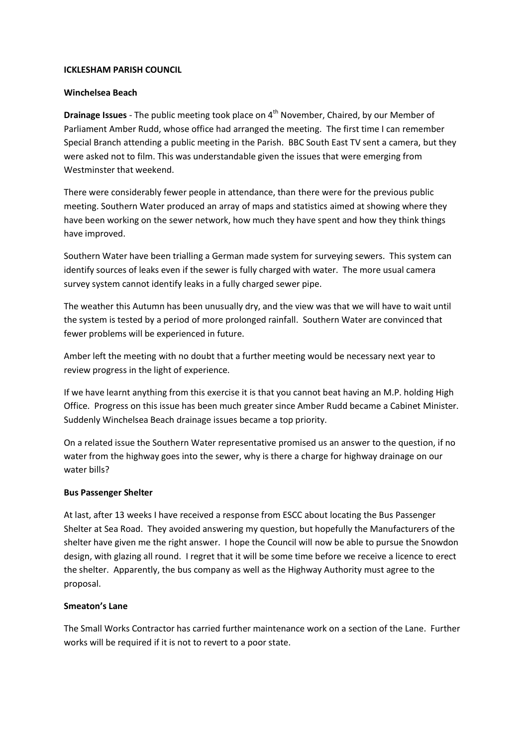**ICKLESHAM PARISH COUNCIL**

**Winchelsea Beach**

**Drainage Issues** - The public meeting took place on 4th November, Chaired, by our Member of Parliament Amber Rudd, whose office had arranged the meeting. The first time I can remember Special Branch attending a public meeting in the Parish. BBC South East TV sent a camera, but they were asked not to film. This was understandable given the issues that were emerging from Westminster that weekend.

There were considerably fewer people in attendance, than there were for the previous public meeting. Southern Water produced an array of maps and statistics aimed at showing where they have been working on the sewer network, how much they have spent and how they think things have improved.

Southern Water have been trialling a German made system for surveying sewers. This system can identify sources of leaks even if the sewer is fully charged with water. The more usual camera survey system cannot identify leaks in a fully charged sewer pipe.

The weather this Autumn has been unusually dry, and the view was that we will have to wait until the system is tested by a period of more prolonged rainfall. Southern Water are convinced that fewer problems will be experienced in future.

Amber left the meeting with no doubt that a further meeting would be necessary next year to review progress in the light of experience.

If we have learnt anything from this exercise it is that you cannot beat having an M.P. holding High Office. Progress on this issue has been much greater since Amber Rudd became a Cabinet Minister. Suddenly Winchelsea Beach drainage issues became a top priority.

On a related issue the Southern Water representative promised us an answer to the question, if no water from the highway goes into the sewer, why is there a charge for highway drainage on our water bills?

**Bus Passenger Shelter**

At last, after 13 weeks I have received a response from ESCC about locating the Bus Passenger Shelter at Sea Road. They avoided answering my question, but hopefully the Manufacturers of the shelter have given me the right answer. I hope the Council will now be able to pursue the Snowdon design, with glazing all round. I regret that it will be some time before we receive a licence to erect the shelter. Apparently, the bus company as well as the Highway Authority must agree to the proposal.

**Smeaton's Lane**

The Small Works Contractor has carried further maintenance work on a section of the Lane. Further works will be required if it is not to revert to a poor state.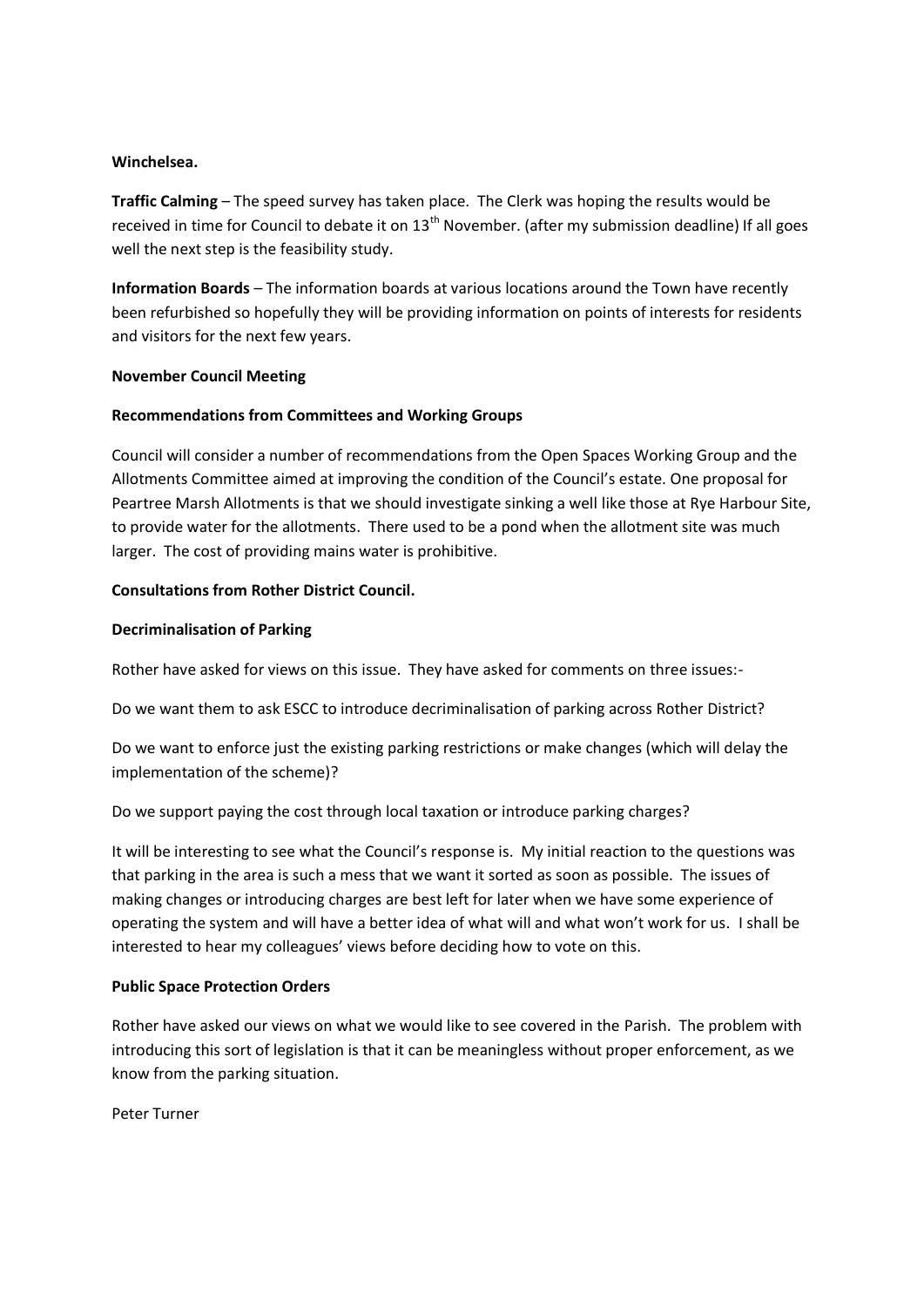**Winchelsea.**

**Traffic Calming** – The speed survey has taken place. The Clerk was hoping the results would be received in time for Council to debate it on 13th November. (after my submission deadline) If all goes well the next step is the feasibility study.

**Information Boards** – The information boards at various locations around the Town have recently been refurbished so hopefully they will be providing information on points of interests for residents and visitors for the next few years.

**November Council Meeting**

**Recommendations from Committees and Working Groups**

Council will consider a number of recommendations from the Open Spaces Working Group and the Allotments Committee aimed at improving the condition of the Council's estate. One proposal for Peartree Marsh Allotments is that we should investigate sinking a well like those at Rye Harbour Site, to provide water for the allotments. There used to be a pond when the allotment site was much larger. The cost of providing mains water is prohibitive.

**Consultations from Rother District Council.**

**Decriminalisation of Parking**

Rother have asked for views on this issue. They have asked for comments on three issues:-

Do we want them to ask ESCC to introduce decriminalisation of parking across Rother District?

Do we want to enforce just the existing parking restrictions or make changes (which will delay the implementation of the scheme)?

Do we support paying the cost through local taxation or introduce parking charges?

It will be interesting to see what the Council's response is. My initial reaction to the questions was that parking in the area is such a mess that we want it sorted as soon as possible. The issues of making changes or introducing charges are best left for later when we have some experience of operating the system and will have a better idea of what will and what won't work for us. I shall be interested to hear my colleagues' views before deciding how to vote on this.

**Public Space Protection Orders**

Rother have asked our views on what we would like to see covered in the Parish. The problem with introducing this sort of legislation is that it can be meaningless without proper enforcement, as we know from the parking situation.

Peter Turner